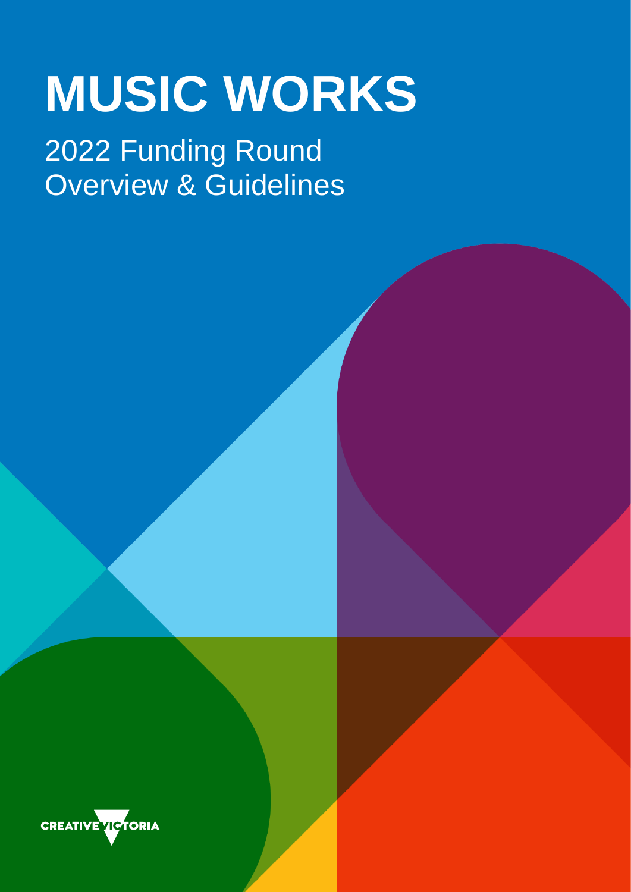# MUSIC WORKS

2022 Funding Round
Overview & Guidelines

CREATIVE VICTORIA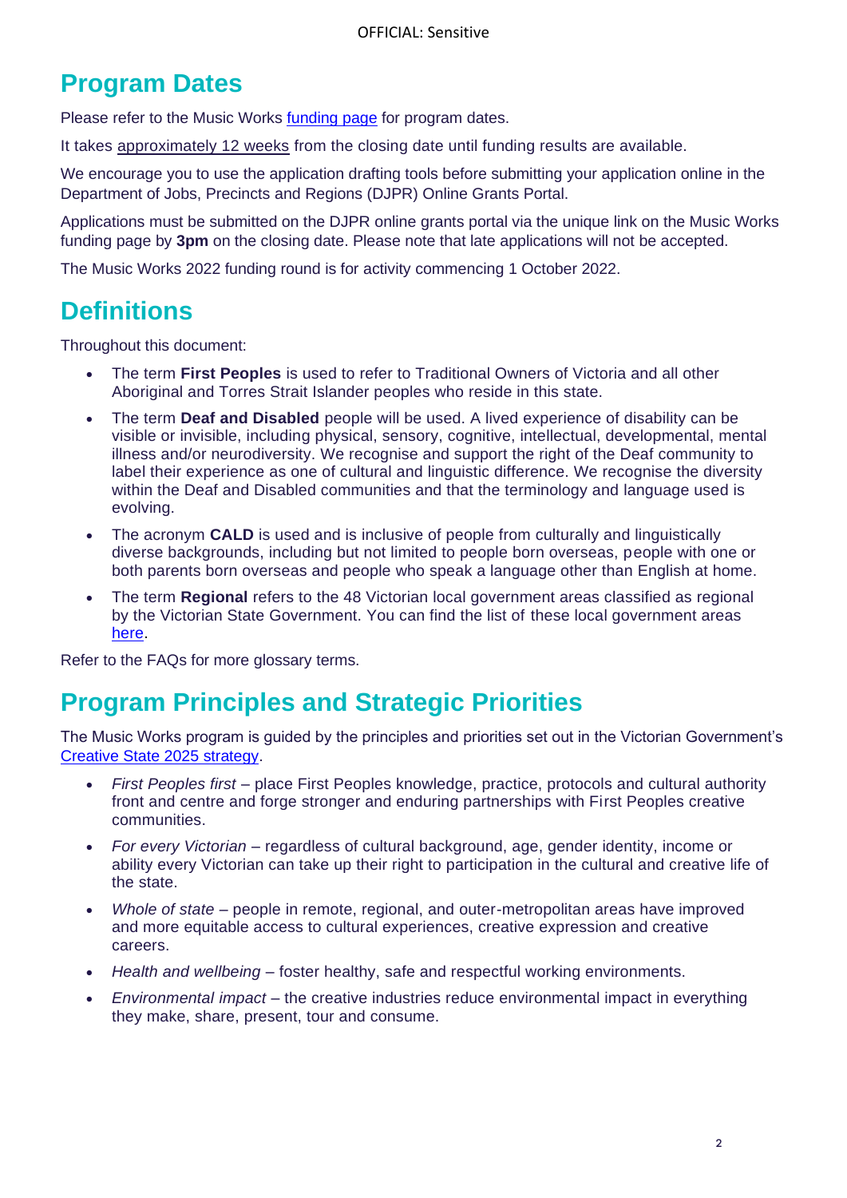## Program Dates

Please refer to the Music Works funding page for program dates.

It takes approximately 12 weeks from the closing date until funding results are available.

We encourage you to use the application drafting tools before submitting your application online in the Department of Jobs, Precincts and Regions (DJPR) Online Grants Portal.

Applications must be submitted on the DJPR online grants portal via the unique link on the Music Works funding page by **3pm** on the closing date. Please note that late applications will not be accepted.

The Music Works 2022 funding round is for activity commencing 1 October 2022.

## Definitions

Throughout this document:

- The term **First Peoples** is used to refer to Traditional Owners of Victoria and all other Aboriginal and Torres Strait Islander peoples who reside in this state.
- The term **Deaf and Disabled** people will be used. A lived experience of disability can be visible or invisible, including physical, sensory, cognitive, intellectual, developmental, mental illness and/or neurodiversity. We recognise and support the right of the Deaf community to label their experience as one of cultural and linguistic difference. We recognise the diversity within the Deaf and Disabled communities and that the terminology and language used is evolving.
- The acronym **CALD** is used and is inclusive of people from culturally and linguistically diverse backgrounds, including but not limited to people born overseas, people with one or both parents born overseas and people who speak a language other than English at home.
- The term **Regional** refers to the 48 Victorian local government areas classified as regional by the Victorian State Government. You can find the list of these local government areas here.

Refer to the FAQs for more glossary terms.

## Program Principles and Strategic Priorities

The Music Works program is guided by the principles and priorities set out in the Victorian Government's Creative State 2025 strategy.

- *First Peoples first* – place First Peoples knowledge, practice, protocols and cultural authority front and centre and forge stronger and enduring partnerships with First Peoples creative communities.
- *For every Victorian* – regardless of cultural background, age, gender identity, income or ability every Victorian can take up their right to participation in the cultural and creative life of the state.
- *Whole of state* – people in remote, regional, and outer-metropolitan areas have improved and more equitable access to cultural experiences, creative expression and creative careers.
- *Health and wellbeing* – foster healthy, safe and respectful working environments.
- *Environmental impact* – the creative industries reduce environmental impact in everything they make, share, present, tour and consume.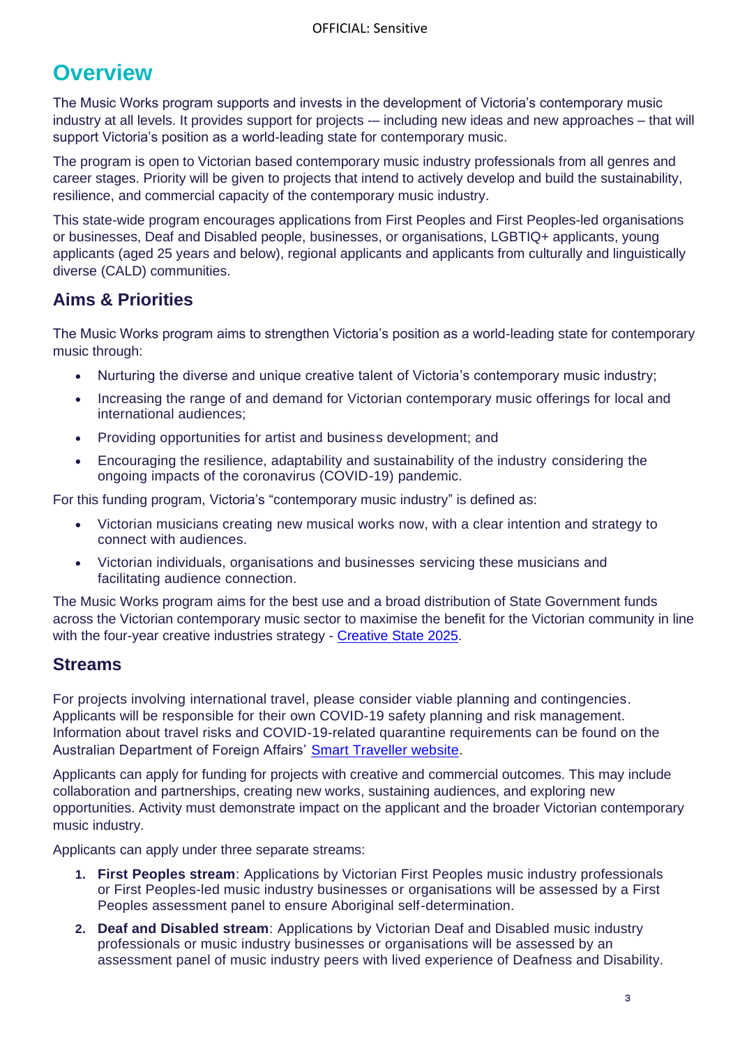# Overview

The Music Works program supports and invests in the development of Victoria's contemporary music industry at all levels. It provides support for projects -– including new ideas and new approaches – that will support Victoria's position as a world-leading state for contemporary music.

The program is open to Victorian based contemporary music industry professionals from all genres and career stages. Priority will be given to projects that intend to actively develop and build the sustainability, resilience, and commercial capacity of the contemporary music industry.

This state-wide program encourages applications from First Peoples and First Peoples-led organisations or businesses, Deaf and Disabled people, businesses, or organisations, LGBTIQ+ applicants, young applicants (aged 25 years and below), regional applicants and applicants from culturally and linguistically diverse (CALD) communities.

## Aims & Priorities

The Music Works program aims to strengthen Victoria's position as a world-leading state for contemporary music through:

- Nurturing the diverse and unique creative talent of Victoria's contemporary music industry;
- Increasing the range of and demand for Victorian contemporary music offerings for local and international audiences;
- Providing opportunities for artist and business development; and
- Encouraging the resilience, adaptability and sustainability of the industry considering the ongoing impacts of the coronavirus (COVID-19) pandemic.

For this funding program, Victoria's "contemporary music industry" is defined as:

- Victorian musicians creating new musical works now, with a clear intention and strategy to connect with audiences.
- Victorian individuals, organisations and businesses servicing these musicians and facilitating audience connection.

The Music Works program aims for the best use and a broad distribution of State Government funds across the Victorian contemporary music sector to maximise the benefit for the Victorian community in line with the four-year creative industries strategy - Creative State 2025.

## Streams

For projects involving international travel, please consider viable planning and contingencies. Applicants will be responsible for their own COVID-19 safety planning and risk management. Information about travel risks and COVID-19-related quarantine requirements can be found on the Australian Department of Foreign Affairs' Smart Traveller website.

Applicants can apply for funding for projects with creative and commercial outcomes. This may include collaboration and partnerships, creating new works, sustaining audiences, and exploring new opportunities. Activity must demonstrate impact on the applicant and the broader Victorian contemporary music industry.

Applicants can apply under three separate streams:

1. **First Peoples stream**: Applications by Victorian First Peoples music industry professionals or First Peoples-led music industry businesses or organisations will be assessed by a First Peoples assessment panel to ensure Aboriginal self-determination.
2. **Deaf and Disabled stream**: Applications by Victorian Deaf and Disabled music industry professionals or music industry businesses or organisations will be assessed by an assessment panel of music industry peers with lived experience of Deafness and Disability.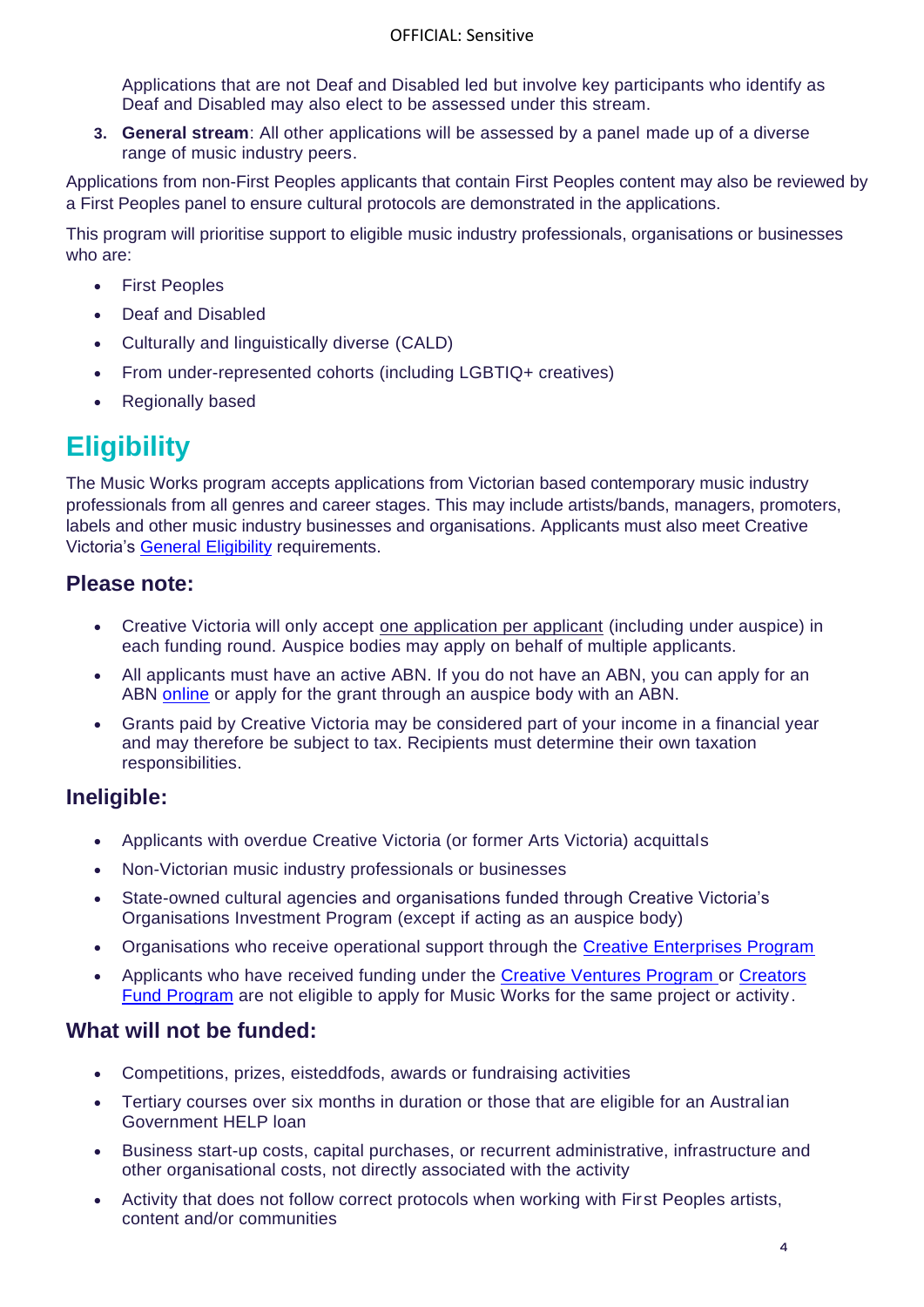Applications that are not Deaf and Disabled led but involve key participants who identify as Deaf and Disabled may also elect to be assessed under this stream.

3. **General stream**: All other applications will be assessed by a panel made up of a diverse range of music industry peers.

Applications from non-First Peoples applicants that contain First Peoples content may also be reviewed by a First Peoples panel to ensure cultural protocols are demonstrated in the applications.

This program will prioritise support to eligible music industry professionals, organisations or businesses who are:

- First Peoples
- Deaf and Disabled
- Culturally and linguistically diverse (CALD)
- From under-represented cohorts (including LGBTIQ+ creatives)
- Regionally based

# Eligibility

The Music Works program accepts applications from Victorian based contemporary music industry professionals from all genres and career stages. This may include artists/bands, managers, promoters, labels and other music industry businesses and organisations. Applicants must also meet Creative Victoria's General Eligibility requirements.

## Please note:

- Creative Victoria will only accept one application per applicant (including under auspice) in each funding round. Auspice bodies may apply on behalf of multiple applicants.
- All applicants must have an active ABN. If you do not have an ABN, you can apply for an ABN online or apply for the grant through an auspice body with an ABN.
- Grants paid by Creative Victoria may be considered part of your income in a financial year and may therefore be subject to tax. Recipients must determine their own taxation responsibilities.

## Ineligible:

- Applicants with overdue Creative Victoria (or former Arts Victoria) acquittals
- Non-Victorian music industry professionals or businesses
- State-owned cultural agencies and organisations funded through Creative Victoria's Organisations Investment Program (except if acting as an auspice body)
- Organisations who receive operational support through the Creative Enterprises Program
- Applicants who have received funding under the Creative Ventures Program or Creators Fund Program are not eligible to apply for Music Works for the same project or activity.

## What will not be funded:

- Competitions, prizes, eisteddfods, awards or fundraising activities
- Tertiary courses over six months in duration or those that are eligible for an Australian Government HELP loan
- Business start-up costs, capital purchases, or recurrent administrative, infrastructure and other organisational costs, not directly associated with the activity
- Activity that does not follow correct protocols when working with First Peoples artists, content and/or communities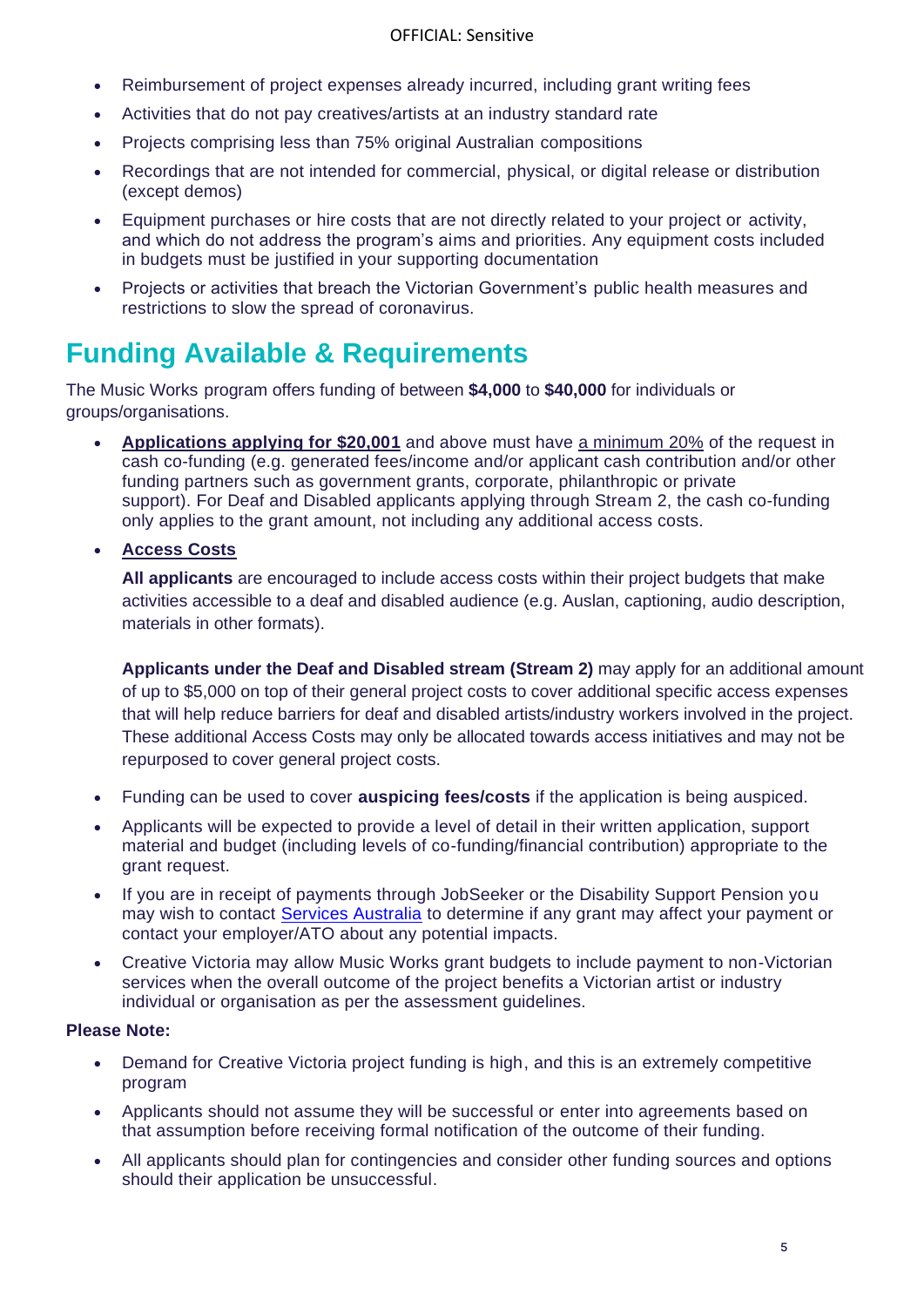- Reimbursement of project expenses already incurred, including grant writing fees
- Activities that do not pay creatives/artists at an industry standard rate
- Projects comprising less than 75% original Australian compositions
- Recordings that are not intended for commercial, physical, or digital release or distribution (except demos)
- Equipment purchases or hire costs that are not directly related to your project or activity, and which do not address the program's aims and priorities. Any equipment costs included in budgets must be justified in your supporting documentation
- Projects or activities that breach the Victorian Government's public health measures and restrictions to slow the spread of coronavirus.

# Funding Available & Requirements

The Music Works program offers funding of between **$4,000** to **$40,000** for individuals or groups/organisations.

- **Applications applying for $20,001** and above must have a minimum 20% of the request in cash co-funding (e.g. generated fees/income and/or applicant cash contribution and/or other funding partners such as government grants, corporate, philanthropic or private support). For Deaf and Disabled applicants applying through Stream 2, the cash co-funding only applies to the grant amount, not including any additional access costs.
- **Access Costs**

  **All applicants** are encouraged to include access costs within their project budgets that make activities accessible to a deaf and disabled audience (e.g. Auslan, captioning, audio description, materials in other formats).

  **Applicants under the Deaf and Disabled stream (Stream 2)** may apply for an additional amount of up to $5,000 on top of their general project costs to cover additional specific access expenses that will help reduce barriers for deaf and disabled artists/industry workers involved in the project. These additional Access Costs may only be allocated towards access initiatives and may not be repurposed to cover general project costs.

- Funding can be used to cover **auspicing fees/costs** if the application is being auspiced.
- Applicants will be expected to provide a level of detail in their written application, support material and budget (including levels of co-funding/financial contribution) appropriate to the grant request.
- If you are in receipt of payments through JobSeeker or the Disability Support Pension you may wish to contact Services Australia to determine if any grant may affect your payment or contact your employer/ATO about any potential impacts.
- Creative Victoria may allow Music Works grant budgets to include payment to non-Victorian services when the overall outcome of the project benefits a Victorian artist or industry individual or organisation as per the assessment guidelines.

**Please Note:**

- Demand for Creative Victoria project funding is high, and this is an extremely competitive program
- Applicants should not assume they will be successful or enter into agreements based on that assumption before receiving formal notification of the outcome of their funding.
- All applicants should plan for contingencies and consider other funding sources and options should their application be unsuccessful.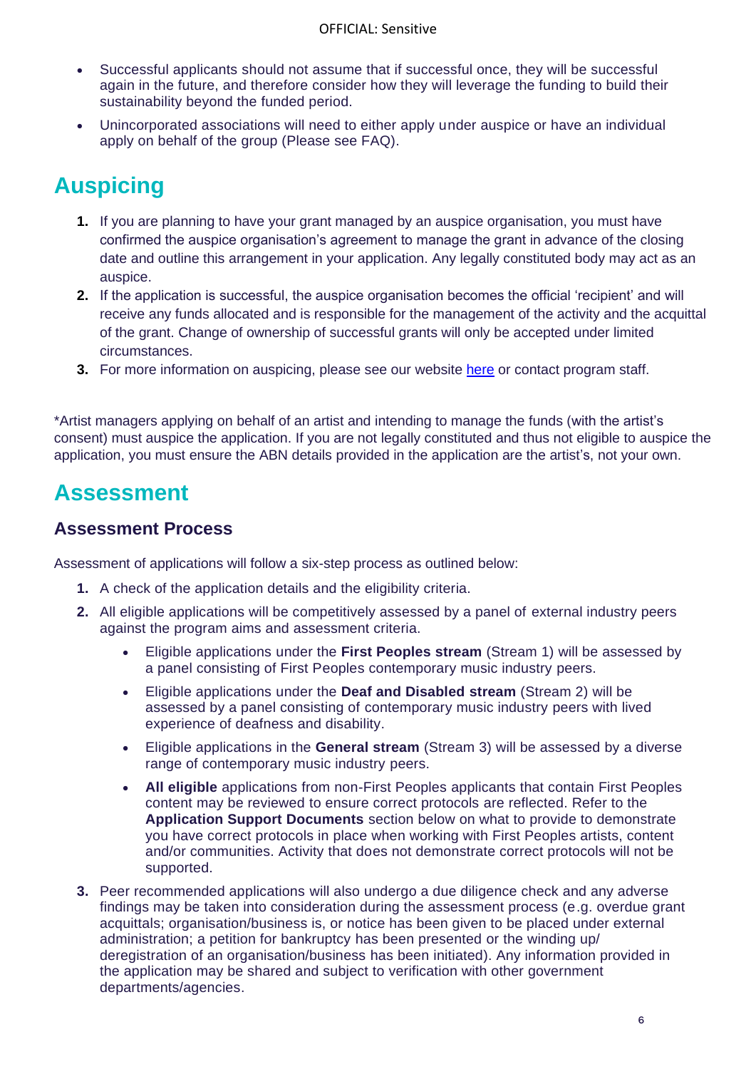- Successful applicants should not assume that if successful once, they will be successful again in the future, and therefore consider how they will leverage the funding to build their sustainability beyond the funded period.
- Unincorporated associations will need to either apply under auspice or have an individual apply on behalf of the group (Please see FAQ).

## Auspicing

1. If you are planning to have your grant managed by an auspice organisation, you must have confirmed the auspice organisation's agreement to manage the grant in advance of the closing date and outline this arrangement in your application. Any legally constituted body may act as an auspice.
2. If the application is successful, the auspice organisation becomes the official 'recipient' and will receive any funds allocated and is responsible for the management of the activity and the acquittal of the grant. Change of ownership of successful grants will only be accepted under limited circumstances.
3. For more information on auspicing, please see our website [here]() or contact program staff.

*Artist managers applying on behalf of an artist and intending to manage the funds (with the artist's consent) must auspice the application. If you are not legally constituted and thus not eligible to auspice the application, you must ensure the ABN details provided in the application are the artist's, not your own.

## Assessment

### Assessment Process

Assessment of applications will follow a six-step process as outlined below:

1. A check of the application details and the eligibility criteria.
2. All eligible applications will be competitively assessed by a panel of external industry peers against the program aims and assessment criteria.
   - Eligible applications under the **First Peoples stream** (Stream 1) will be assessed by a panel consisting of First Peoples contemporary music industry peers.
   - Eligible applications under the **Deaf and Disabled stream** (Stream 2) will be assessed by a panel consisting of contemporary music industry peers with lived experience of deafness and disability.
   - Eligible applications in the **General stream** (Stream 3) will be assessed by a diverse range of contemporary music industry peers.
   - **All eligible** applications from non-First Peoples applicants that contain First Peoples content may be reviewed to ensure correct protocols are reflected. Refer to the **Application Support Documents** section below on what to provide to demonstrate you have correct protocols in place when working with First Peoples artists, content and/or communities. Activity that does not demonstrate correct protocols will not be supported.
3. Peer recommended applications will also undergo a due diligence check and any adverse findings may be taken into consideration during the assessment process (e.g. overdue grant acquittals; organisation/business is, or notice has been given to be placed under external administration; a petition for bankruptcy has been presented or the winding up/ deregistration of an organisation/business has been initiated). Any information provided in the application may be shared and subject to verification with other government departments/agencies.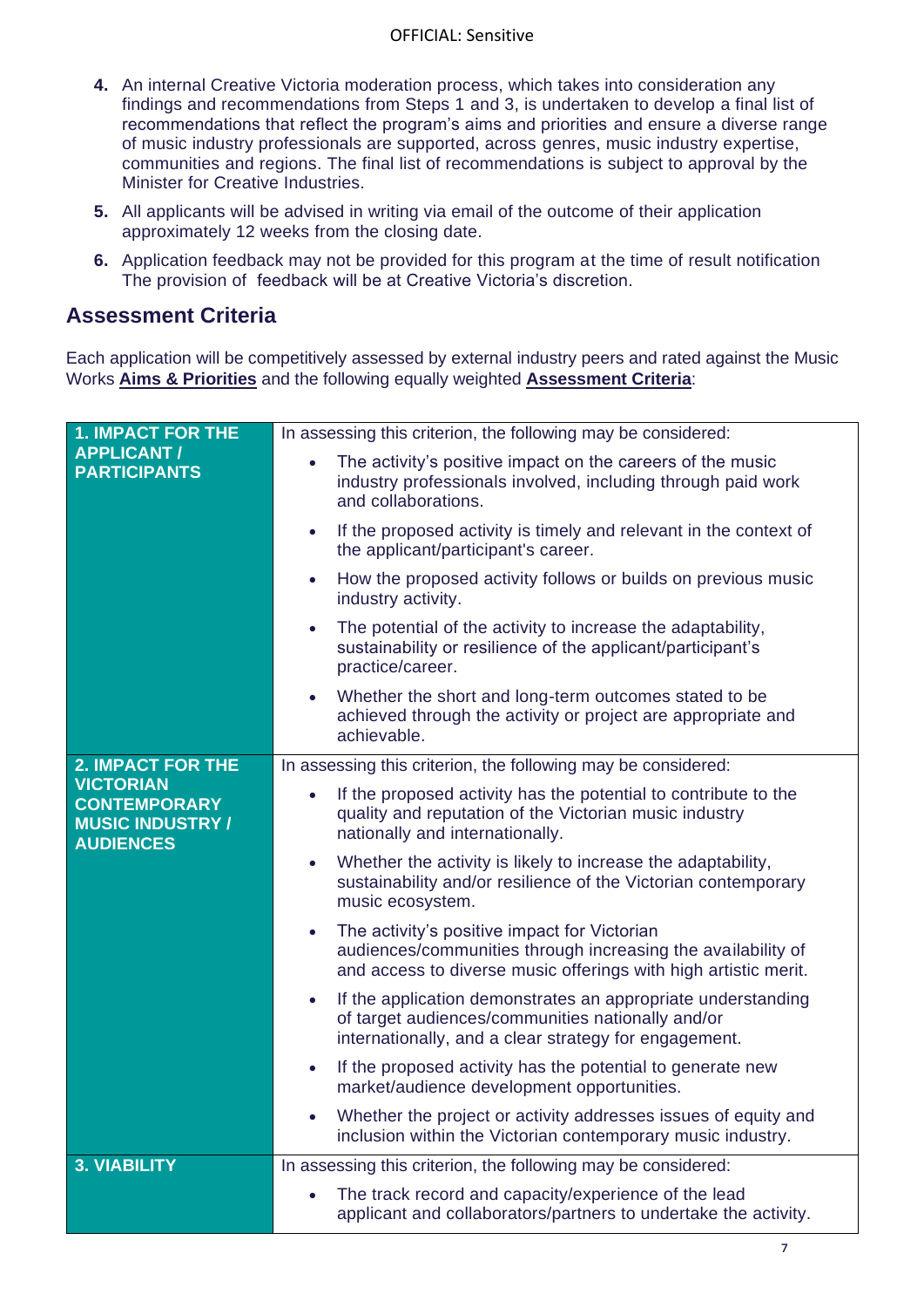4. An internal Creative Victoria moderation process, which takes into consideration any findings and recommendations from Steps 1 and 3, is undertaken to develop a final list of recommendations that reflect the program's aims and priorities and ensure a diverse range of music industry professionals are supported, across genres, music industry expertise, communities and regions. The final list of recommendations is subject to approval by the Minister for Creative Industries.
5. All applicants will be advised in writing via email of the outcome of their application approximately 12 weeks from the closing date.
6. Application feedback may not be provided for this program at the time of result notification The provision of feedback will be at Creative Victoria's discretion.

## Assessment Criteria

Each application will be competitively assessed by external industry peers and rated against the Music Works **Aims & Priorities** and the following equally weighted **Assessment Criteria**:

| Criterion | Considerations |
|---|---|
| **1. IMPACT FOR THE APPLICANT / PARTICIPANTS** | In assessing this criterion, the following may be considered:<br>• The activity's positive impact on the careers of the music industry professionals involved, including through paid work and collaborations.<br>• If the proposed activity is timely and relevant in the context of the applicant/participant's career.<br>• How the proposed activity follows or builds on previous music industry activity.<br>• The potential of the activity to increase the adaptability, sustainability or resilience of the applicant/participant's practice/career.<br>• Whether the short and long-term outcomes stated to be achieved through the activity or project are appropriate and achievable. |
| **2. IMPACT FOR THE VICTORIAN CONTEMPORARY MUSIC INDUSTRY / AUDIENCES** | In assessing this criterion, the following may be considered:<br>• If the proposed activity has the potential to contribute to the quality and reputation of the Victorian music industry nationally and internationally.<br>• Whether the activity is likely to increase the adaptability, sustainability and/or resilience of the Victorian contemporary music ecosystem.<br>• The activity's positive impact for Victorian audiences/communities through increasing the availability of and access to diverse music offerings with high artistic merit.<br>• If the application demonstrates an appropriate understanding of target audiences/communities nationally and/or internationally, and a clear strategy for engagement.<br>• If the proposed activity has the potential to generate new market/audience development opportunities.<br>• Whether the project or activity addresses issues of equity and inclusion within the Victorian contemporary music industry. |
| **3. VIABILITY** | In assessing this criterion, the following may be considered:<br>• The track record and capacity/experience of the lead applicant and collaborators/partners to undertake the activity. |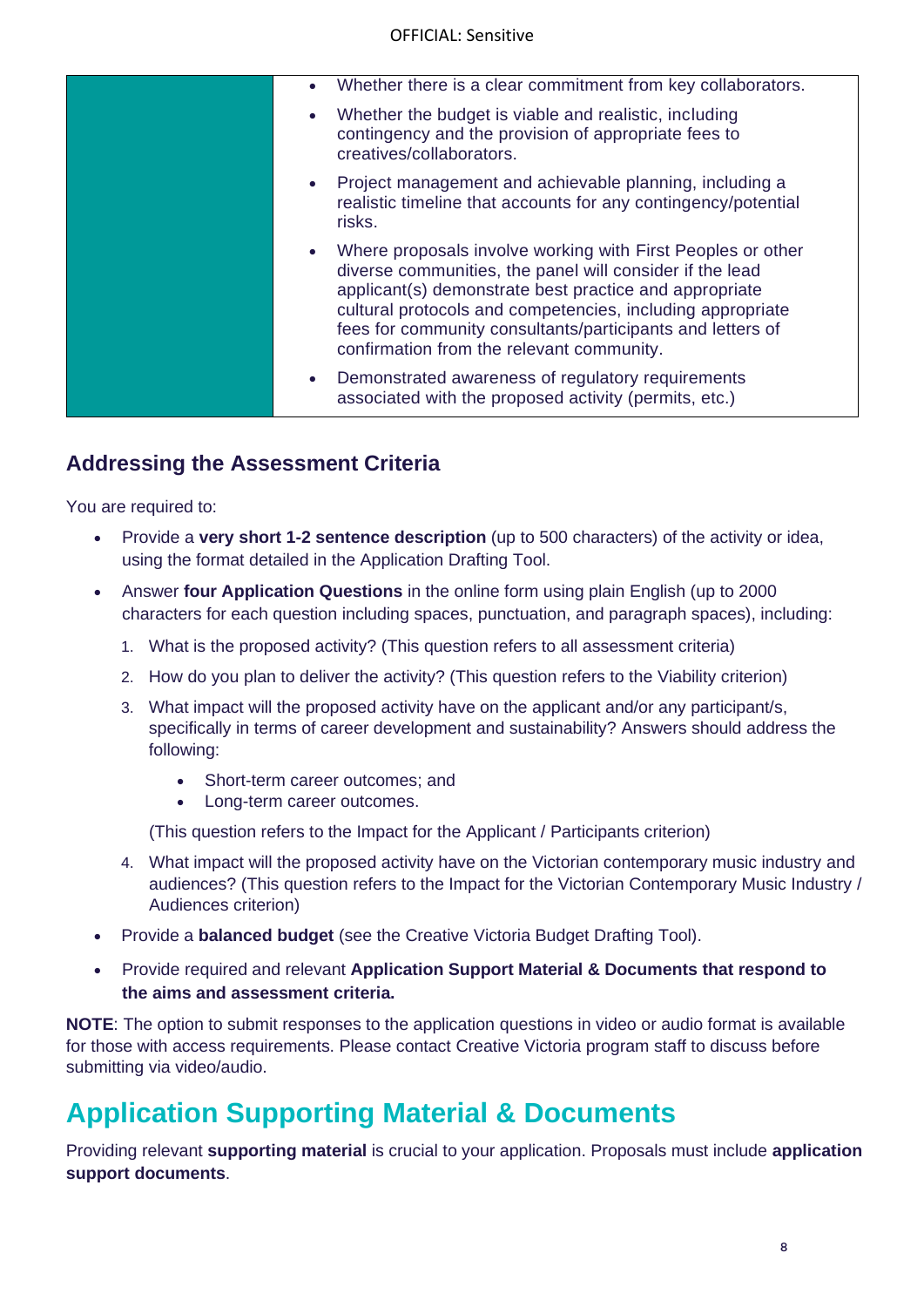|   |   |
|---|---|
|   | • Whether there is a clear commitment from key collaborators.<br>• Whether the budget is viable and realistic, including contingency and the provision of appropriate fees to creatives/collaborators.<br>• Project management and achievable planning, including a realistic timeline that accounts for any contingency/potential risks.<br>• Where proposals involve working with First Peoples or other diverse communities, the panel will consider if the lead applicant(s) demonstrate best practice and appropriate cultural protocols and competencies, including appropriate fees for community consultants/participants and letters of confirmation from the relevant community.<br>• Demonstrated awareness of regulatory requirements associated with the proposed activity (permits, etc.) |

### Addressing the Assessment Criteria

You are required to:

- Provide a **very short 1-2 sentence description** (up to 500 characters) of the activity or idea, using the format detailed in the Application Drafting Tool.
- Answer **four Application Questions** in the online form using plain English (up to 2000 characters for each question including spaces, punctuation, and paragraph spaces), including:
  1. What is the proposed activity? (This question refers to all assessment criteria)
  2. How do you plan to deliver the activity? (This question refers to the Viability criterion)
  3. What impact will the proposed activity have on the applicant and/or any participant/s, specifically in terms of career development and sustainability? Answers should address the following:
     - Short-term career outcomes; and
     - Long-term career outcomes.

     (This question refers to the Impact for the Applicant / Participants criterion)
  4. What impact will the proposed activity have on the Victorian contemporary music industry and audiences? (This question refers to the Impact for the Victorian Contemporary Music Industry / Audiences criterion)
- Provide a **balanced budget** (see the Creative Victoria Budget Drafting Tool).
- Provide required and relevant **Application Support Material & Documents that respond to the aims and assessment criteria.**

**NOTE**: The option to submit responses to the application questions in video or audio format is available for those with access requirements. Please contact Creative Victoria program staff to discuss before submitting via video/audio.

## Application Supporting Material & Documents

Providing relevant **supporting material** is crucial to your application. Proposals must include **application support documents**.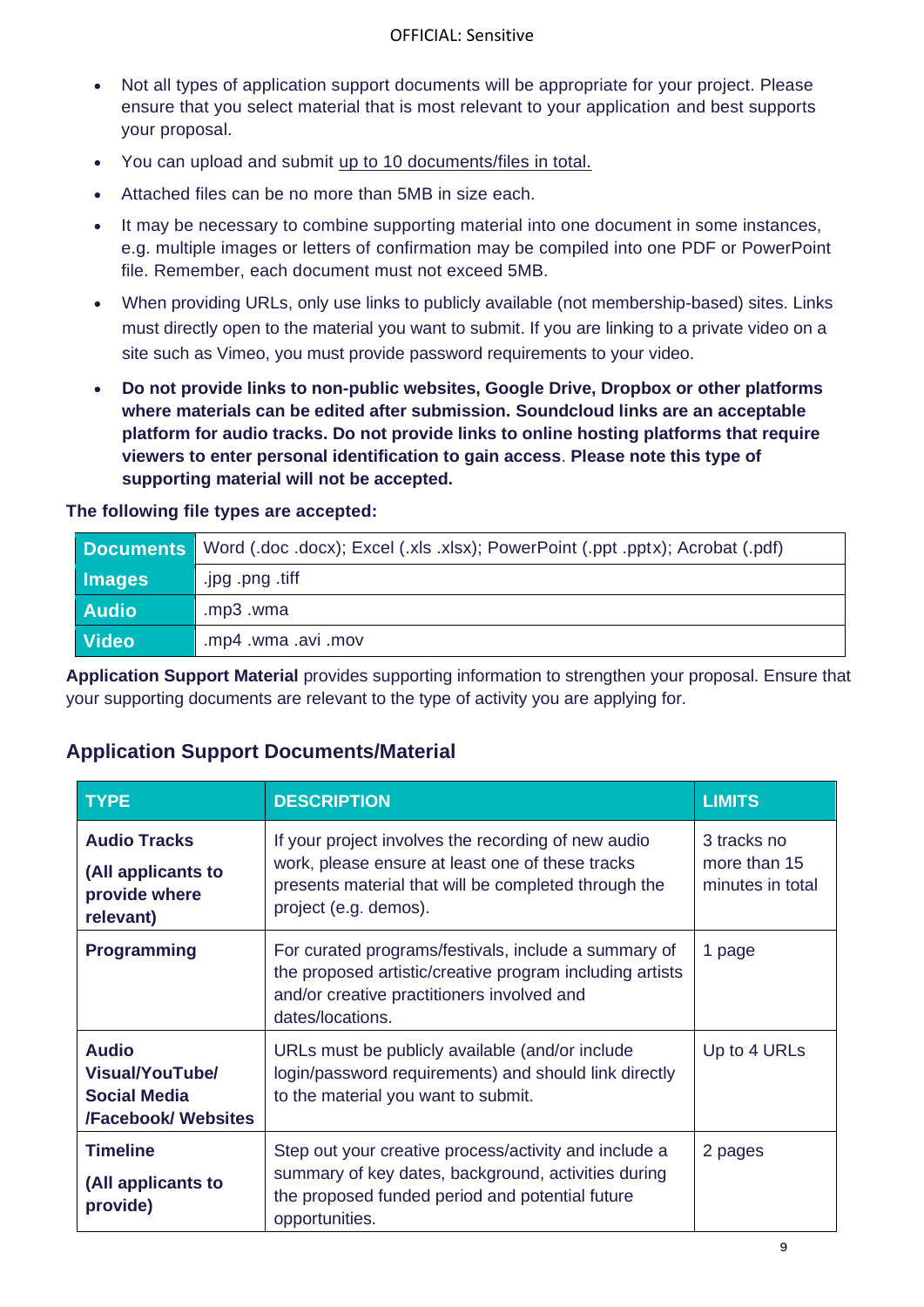- Not all types of application support documents will be appropriate for your project. Please ensure that you select material that is most relevant to your application and best supports your proposal.
- You can upload and submit up to 10 documents/files in total.
- Attached files can be no more than 5MB in size each.
- It may be necessary to combine supporting material into one document in some instances, e.g. multiple images or letters of confirmation may be compiled into one PDF or PowerPoint file. Remember, each document must not exceed 5MB.
- When providing URLs, only use links to publicly available (not membership-based) sites. Links must directly open to the material you want to submit. If you are linking to a private video on a site such as Vimeo, you must provide password requirements to your video.
- **Do not provide links to non-public websites, Google Drive, Dropbox or other platforms where materials can be edited after submission. Soundcloud links are an acceptable platform for audio tracks. Do not provide links to online hosting platforms that require viewers to enter personal identification to gain access. Please note this type of supporting material will not be accepted.**

**The following file types are accepted:**

| | |
|---|---|
| **Documents** | Word (.doc .docx); Excel (.xls .xlsx); PowerPoint (.ppt .pptx); Acrobat (.pdf) |
| **Images** | .jpg .png .tiff |
| **Audio** | .mp3 .wma |
| **Video** | .mp4 .wma .avi .mov |

**Application Support Material** provides supporting information to strengthen your proposal. Ensure that your supporting documents are relevant to the type of activity you are applying for.

## Application Support Documents/Material

| TYPE | DESCRIPTION | LIMITS |
|---|---|---|
| **Audio Tracks** **(All applicants to provide where relevant)** | If your project involves the recording of new audio work, please ensure at least one of these tracks presents material that will be completed through the project (e.g. demos). | 3 tracks no more than 15 minutes in total |
| **Programming** | For curated programs/festivals, include a summary of the proposed artistic/creative program including artists and/or creative practitioners involved and dates/locations. | 1 page |
| **Audio Visual/YouTube/ Social Media /Facebook/ Websites** | URLs must be publicly available (and/or include login/password requirements) and should link directly to the material you want to submit. | Up to 4 URLs |
| **Timeline** **(All applicants to provide)** | Step out your creative process/activity and include a summary of key dates, background, activities during the proposed funded period and potential future opportunities. | 2 pages |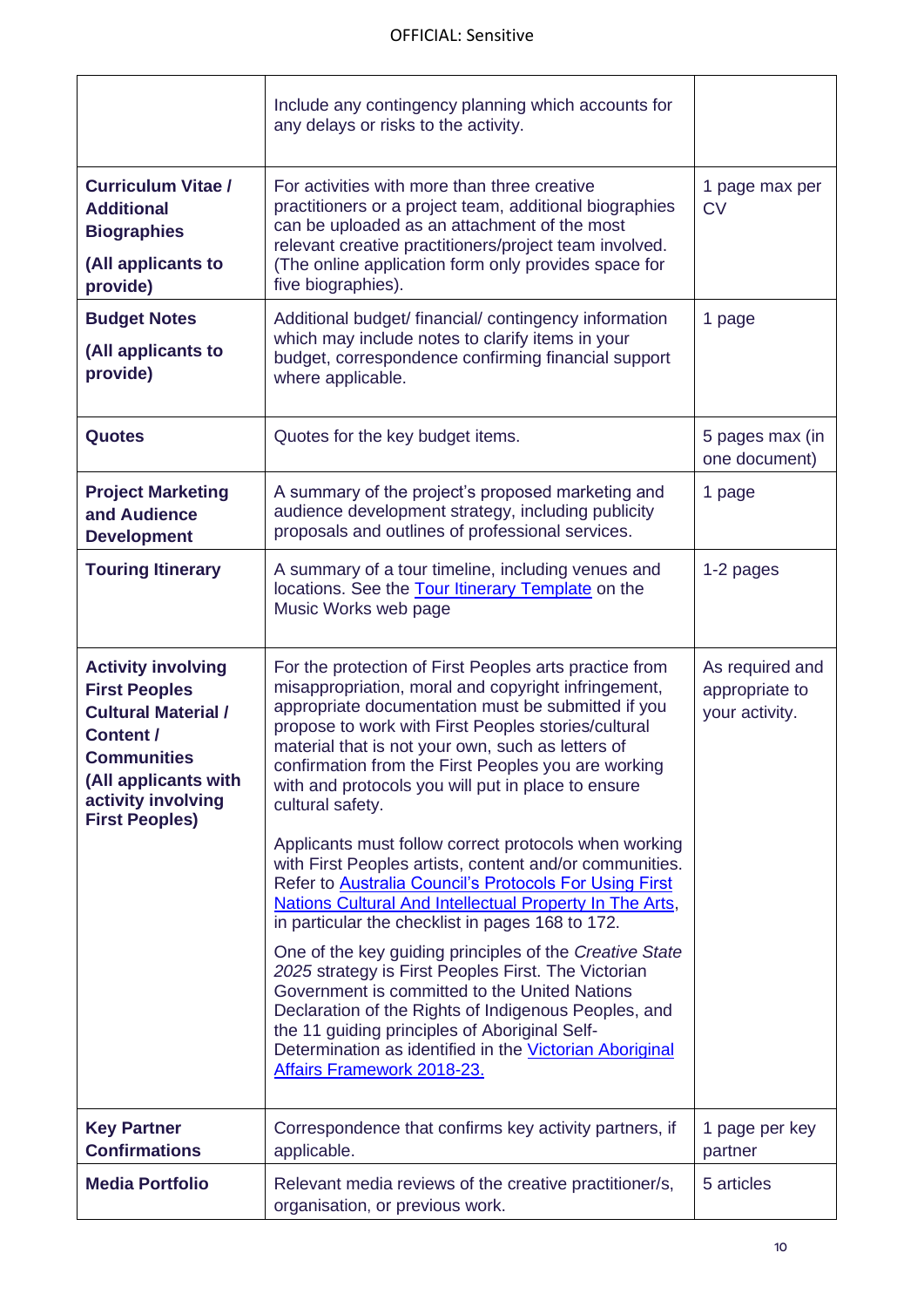| | | |
|---|---|---|
| | Include any contingency planning which accounts for any delays or risks to the activity. | |
| **Curriculum Vitae / Additional Biographies** **(All applicants to provide)** | For activities with more than three creative practitioners or a project team, additional biographies can be uploaded as an attachment of the most relevant creative practitioners/project team involved. (The online application form only provides space for five biographies). | 1 page max per CV |
| **Budget Notes** **(All applicants to provide)** | Additional budget/ financial/ contingency information which may include notes to clarify items in your budget, correspondence confirming financial support where applicable. | 1 page |
| **Quotes** | Quotes for the key budget items. | 5 pages max (in one document) |
| **Project Marketing and Audience Development** | A summary of the project's proposed marketing and audience development strategy, including publicity proposals and outlines of professional services. | 1 page |
| **Touring Itinerary** | A summary of a tour timeline, including venues and locations. See the [Tour Itinerary Template]() on the Music Works web page | 1-2 pages |
| **Activity involving First Peoples Cultural Material / Content / Communities** **(All applicants with activity involving First Peoples)** | For the protection of First Peoples arts practice from misappropriation, moral and copyright infringement, appropriate documentation must be submitted if you propose to work with First Peoples stories/cultural material that is not your own, such as letters of confirmation from the First Peoples you are working with and protocols you will put in place to ensure cultural safety.<br><br>Applicants must follow correct protocols when working with First Peoples artists, content and/or communities. Refer to [Australia Council's Protocols For Using First Nations Cultural And Intellectual Property In The Arts](), in particular the checklist in pages 168 to 172.<br><br>One of the key guiding principles of the *Creative State 2025* strategy is First Peoples First. The Victorian Government is committed to the United Nations Declaration of the Rights of Indigenous Peoples, and the 11 guiding principles of Aboriginal Self-Determination as identified in the [Victorian Aboriginal Affairs Framework 2018-23.]() | As required and appropriate to your activity. |
| **Key Partner Confirmations** | Correspondence that confirms key activity partners, if applicable. | 1 page per key partner |
| **Media Portfolio** | Relevant media reviews of the creative practitioner/s, organisation, or previous work. | 5 articles |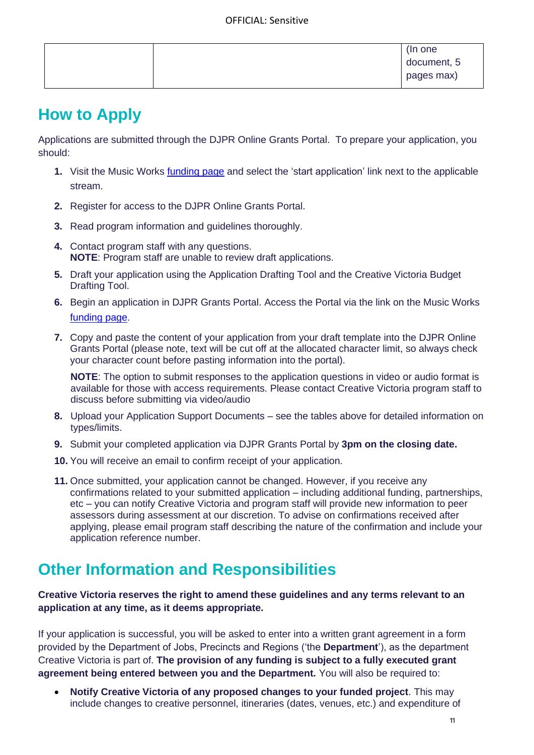| | | (In one document, 5 pages max) |
|---|---|---|

## How to Apply

Applications are submitted through the DJPR Online Grants Portal. To prepare your application, you should:

1. Visit the Music Works funding page and select the 'start application' link next to the applicable stream.
2. Register for access to the DJPR Online Grants Portal.
3. Read program information and guidelines thoroughly.
4. Contact program staff with any questions.
   **NOTE**: Program staff are unable to review draft applications.
5. Draft your application using the Application Drafting Tool and the Creative Victoria Budget Drafting Tool.
6. Begin an application in DJPR Grants Portal. Access the Portal via the link on the Music Works funding page.
7. Copy and paste the content of your application from your draft template into the DJPR Online Grants Portal (please note, text will be cut off at the allocated character limit, so always check your character count before pasting information into the portal).

   **NOTE**: The option to submit responses to the application questions in video or audio format is available for those with access requirements. Please contact Creative Victoria program staff to discuss before submitting via video/audio
8. Upload your Application Support Documents – see the tables above for detailed information on types/limits.
9. Submit your completed application via DJPR Grants Portal by **3pm on the closing date.**
10. You will receive an email to confirm receipt of your application.
11. Once submitted, your application cannot be changed. However, if you receive any confirmations related to your submitted application – including additional funding, partnerships, etc – you can notify Creative Victoria and program staff will provide new information to peer assessors during assessment at our discretion. To advise on confirmations received after applying, please email program staff describing the nature of the confirmation and include your application reference number.

## Other Information and Responsibilities

**Creative Victoria reserves the right to amend these guidelines and any terms relevant to an application at any time, as it deems appropriate.**

If your application is successful, you will be asked to enter into a written grant agreement in a form provided by the Department of Jobs, Precincts and Regions ('the **Department**'), as the department Creative Victoria is part of. **The provision of any funding is subject to a fully executed grant agreement being entered between you and the Department.** You will also be required to:

- **Notify Creative Victoria of any proposed changes to your funded project**. This may include changes to creative personnel, itineraries (dates, venues, etc.) and expenditure of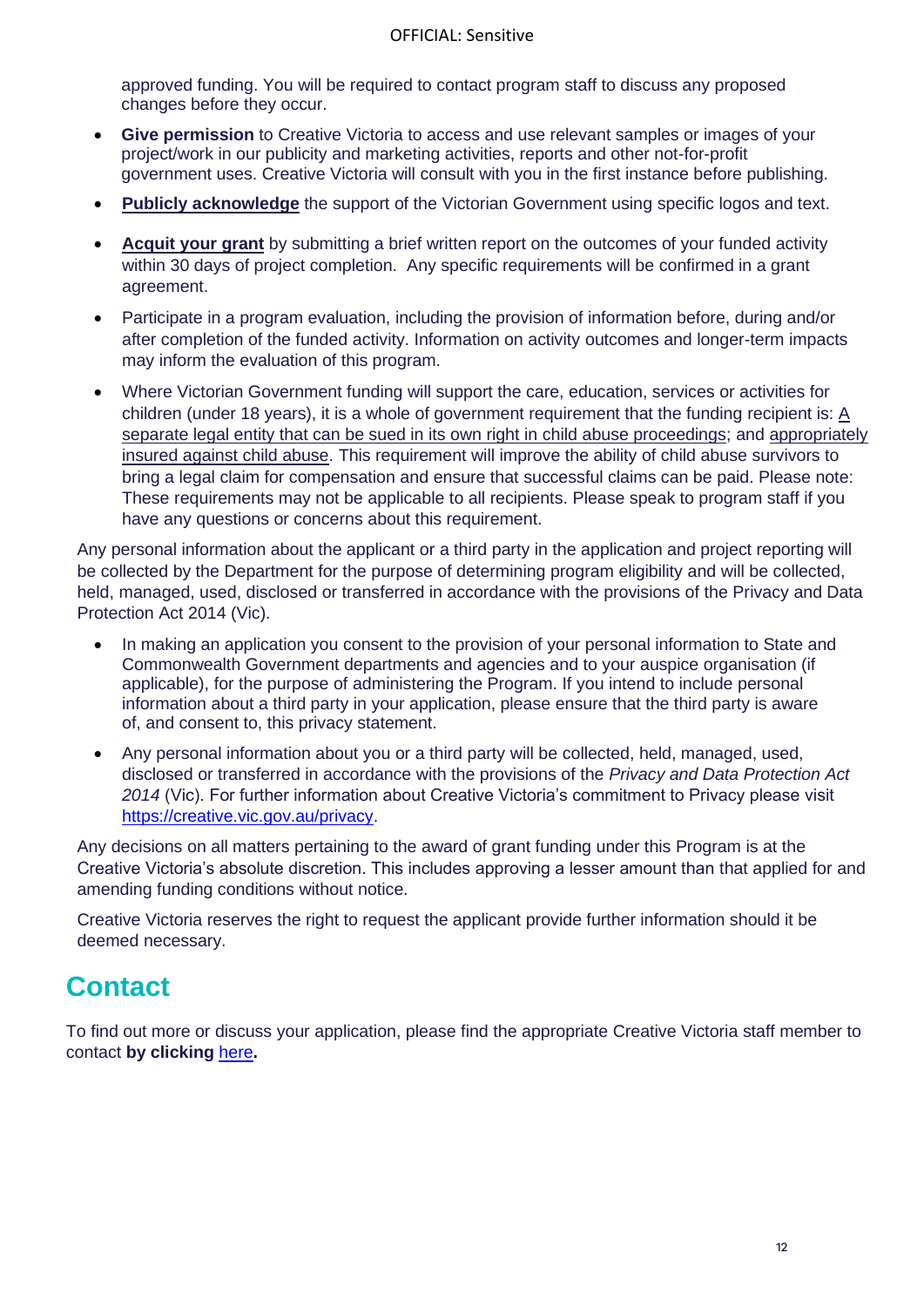approved funding. You will be required to contact program staff to discuss any proposed changes before they occur.

- **Give permission** to Creative Victoria to access and use relevant samples or images of your project/work in our publicity and marketing activities, reports and other not-for-profit government uses. Creative Victoria will consult with you in the first instance before publishing.
- **Publicly acknowledge** the support of the Victorian Government using specific logos and text.
- **Acquit your grant** by submitting a brief written report on the outcomes of your funded activity within 30 days of project completion. Any specific requirements will be confirmed in a grant agreement.
- Participate in a program evaluation, including the provision of information before, during and/or after completion of the funded activity. Information on activity outcomes and longer-term impacts may inform the evaluation of this program.
- Where Victorian Government funding will support the care, education, services or activities for children (under 18 years), it is a whole of government requirement that the funding recipient is: A separate legal entity that can be sued in its own right in child abuse proceedings; and appropriately insured against child abuse. This requirement will improve the ability of child abuse survivors to bring a legal claim for compensation and ensure that successful claims can be paid. Please note: These requirements may not be applicable to all recipients. Please speak to program staff if you have any questions or concerns about this requirement.

Any personal information about the applicant or a third party in the application and project reporting will be collected by the Department for the purpose of determining program eligibility and will be collected, held, managed, used, disclosed or transferred in accordance with the provisions of the Privacy and Data Protection Act 2014 (Vic).

- In making an application you consent to the provision of your personal information to State and Commonwealth Government departments and agencies and to your auspice organisation (if applicable), for the purpose of administering the Program. If you intend to include personal information about a third party in your application, please ensure that the third party is aware of, and consent to, this privacy statement.
- Any personal information about you or a third party will be collected, held, managed, used, disclosed or transferred in accordance with the provisions of the *Privacy and Data Protection Act 2014* (Vic). For further information about Creative Victoria's commitment to Privacy please visit https://creative.vic.gov.au/privacy.

Any decisions on all matters pertaining to the award of grant funding under this Program is at the Creative Victoria's absolute discretion. This includes approving a lesser amount than that applied for and amending funding conditions without notice.

Creative Victoria reserves the right to request the applicant provide further information should it be deemed necessary.

# Contact

To find out more or discuss your application, please find the appropriate Creative Victoria staff member to contact **by clicking** here**.**